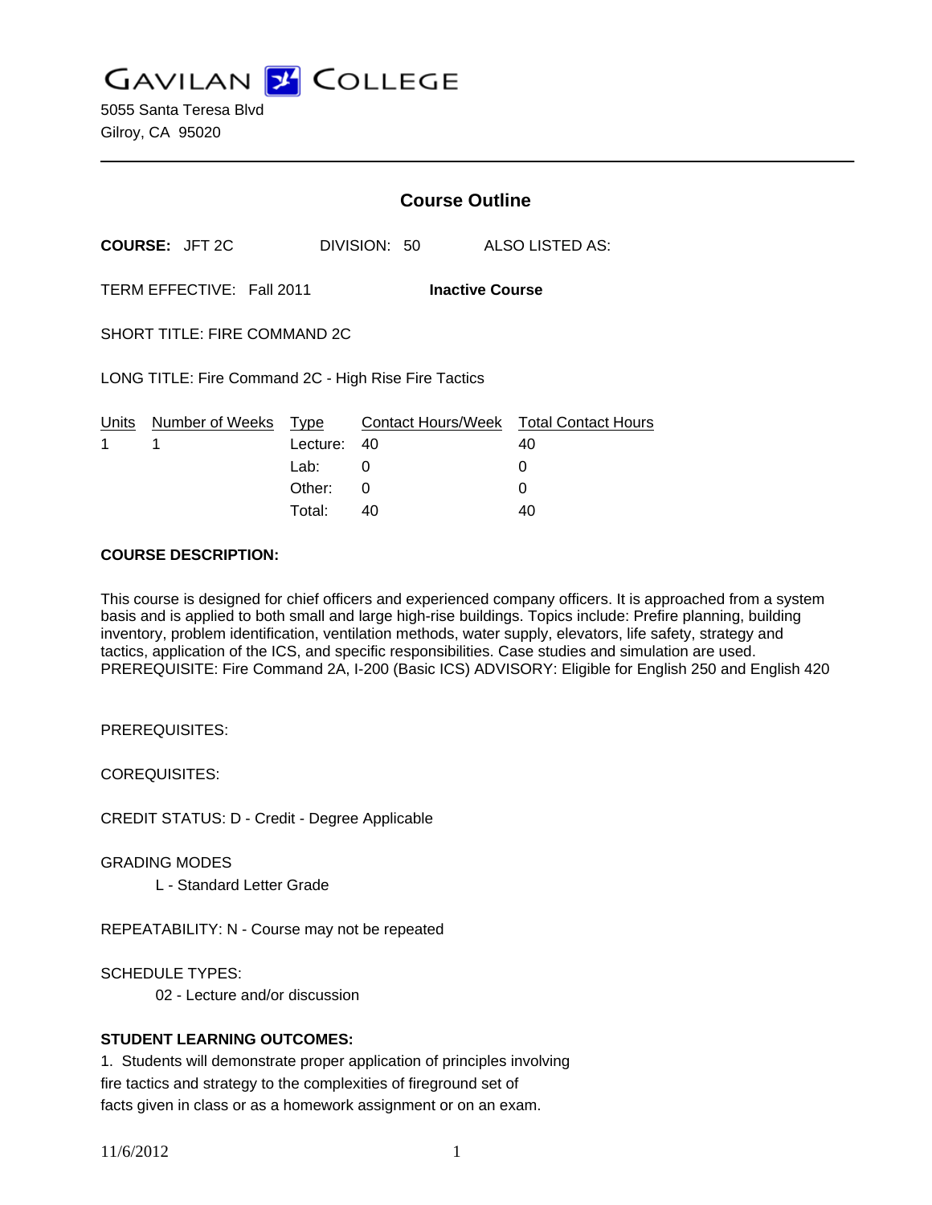# GAVILAN COLLEGE

5055 Santa Teresa Blvd
Gilroy, CA 95020

## Course Outline

**COURSE:** JFT 2C DIVISION: 50 ALSO LISTED AS:

TERM EFFECTIVE: Fall 2011 **Inactive Course**

SHORT TITLE: FIRE COMMAND 2C

LONG TITLE: Fire Command 2C - High Rise Fire Tactics

| Units | Number of Weeks | Type | Contact Hours/Week | Total Contact Hours |
|---|---|---|---|---|
| 1 | 1 | Lecture: | 40 | 40 |
| | | Lab: | 0 | 0 |
| | | Other: | 0 | 0 |
| | | Total: | 40 | 40 |

**COURSE DESCRIPTION:**

This course is designed for chief officers and experienced company officers. It is approached from a system basis and is applied to both small and large high-rise buildings. Topics include: Prefire planning, building inventory, problem identification, ventilation methods, water supply, elevators, life safety, strategy and tactics, application of the ICS, and specific responsibilities. Case studies and simulation are used. PREREQUISITE: Fire Command 2A, I-200 (Basic ICS) ADVISORY: Eligible for English 250 and English 420

PREREQUISITES:

COREQUISITES:

CREDIT STATUS: D - Credit - Degree Applicable

GRADING MODES

L - Standard Letter Grade

REPEATABILITY: N - Course may not be repeated

SCHEDULE TYPES:

02 - Lecture and/or discussion

**STUDENT LEARNING OUTCOMES:**

1. Students will demonstrate proper application of principles involving fire tactics and strategy to the complexities of fireground set of facts given in class or as a homework assignment or on an exam.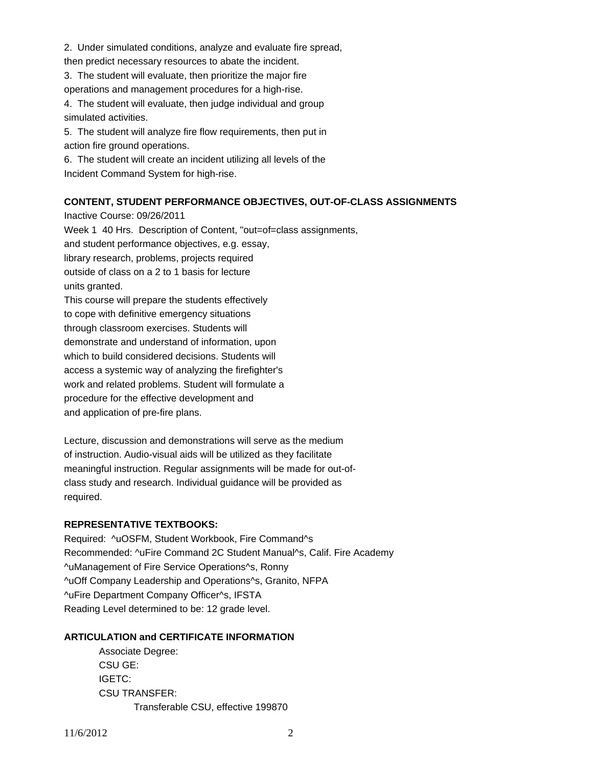2. Under simulated conditions, analyze and evaluate fire spread, then predict necessary resources to abate the incident.
3. The student will evaluate, then prioritize the major fire operations and management procedures for a high-rise.
4. The student will evaluate, then judge individual and group simulated activities.
5. The student will analyze fire flow requirements, then put in action fire ground operations.
6. The student will create an incident utilizing all levels of the Incident Command System for high-rise.

**CONTENT, STUDENT PERFORMANCE OBJECTIVES, OUT-OF-CLASS ASSIGNMENTS**

Inactive Course: 09/26/2011

Week 1 40 Hrs. Description of Content, "out=of=class assignments, and student performance objectives, e.g. essay, library research, problems, projects required outside of class on a 2 to 1 basis for lecture units granted.

This course will prepare the students effectively to cope with definitive emergency situations through classroom exercises. Students will demonstrate and understand of information, upon which to build considered decisions. Students will access a systemic way of analyzing the firefighter's work and related problems. Student will formulate a procedure for the effective development and and application of pre-fire plans.

Lecture, discussion and demonstrations will serve as the medium of instruction. Audio-visual aids will be utilized as they facilitate meaningful instruction. Regular assignments will be made for out-of-class study and research. Individual guidance will be provided as required.

**REPRESENTATIVE TEXTBOOKS:**

Required: ^uOSFM, Student Workbook, Fire Command^s
Recommended: ^uFire Command 2C Student Manual^s, Calif. Fire Academy
^uManagement of Fire Service Operations^s, Ronny
^uOff Company Leadership and Operations^s, Granito, NFPA
^uFire Department Company Officer^s, IFSTA
Reading Level determined to be: 12 grade level.

**ARTICULATION and CERTIFICATE INFORMATION**

Associate Degree:
CSU GE:
IGETC:
CSU TRANSFER:
Transferable CSU, effective 199870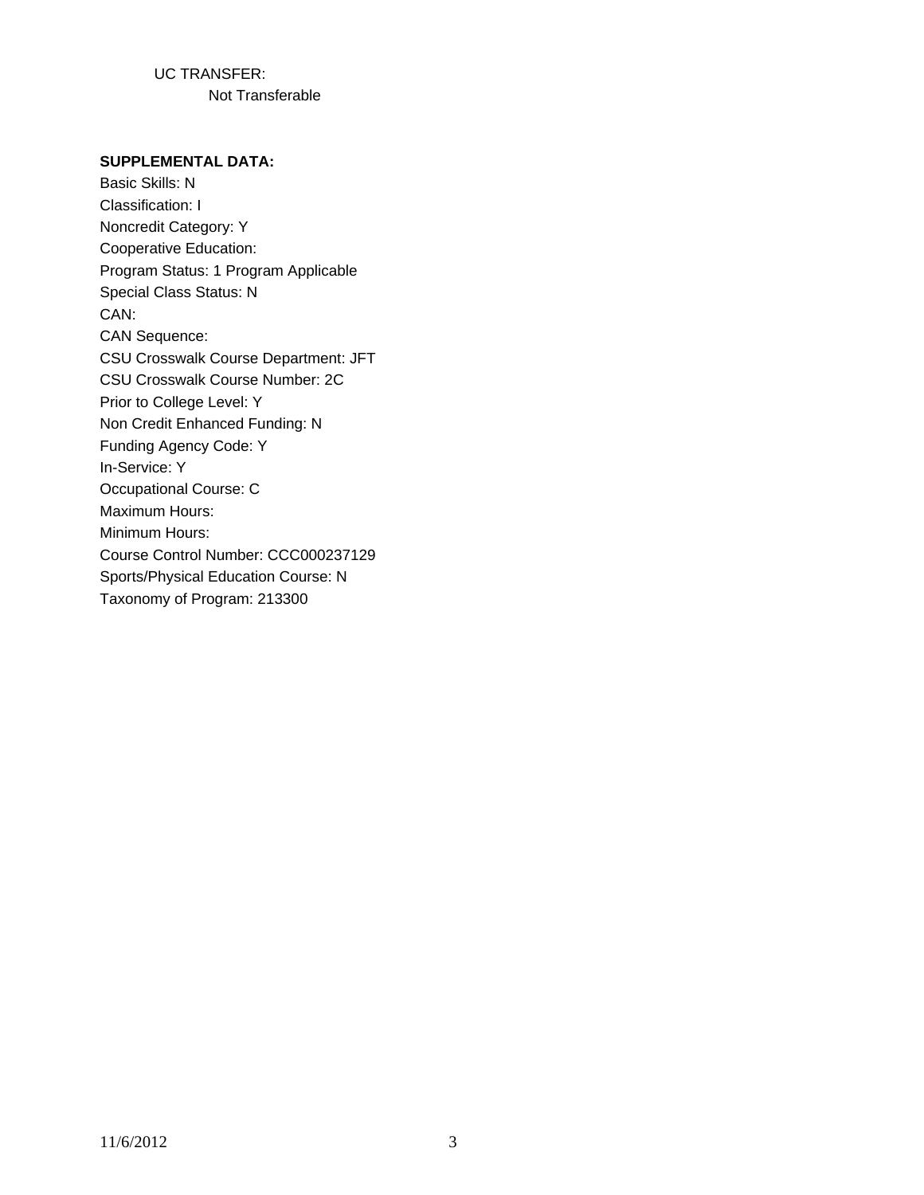UC TRANSFER:

Not Transferable

**SUPPLEMENTAL DATA:**

Basic Skills: N
Classification: I
Noncredit Category: Y
Cooperative Education:
Program Status: 1 Program Applicable
Special Class Status: N
CAN:
CAN Sequence:
CSU Crosswalk Course Department: JFT
CSU Crosswalk Course Number: 2C
Prior to College Level: Y
Non Credit Enhanced Funding: N
Funding Agency Code: Y
In-Service: Y
Occupational Course: C
Maximum Hours:
Minimum Hours:
Course Control Number: CCC000237129
Sports/Physical Education Course: N
Taxonomy of Program: 213300